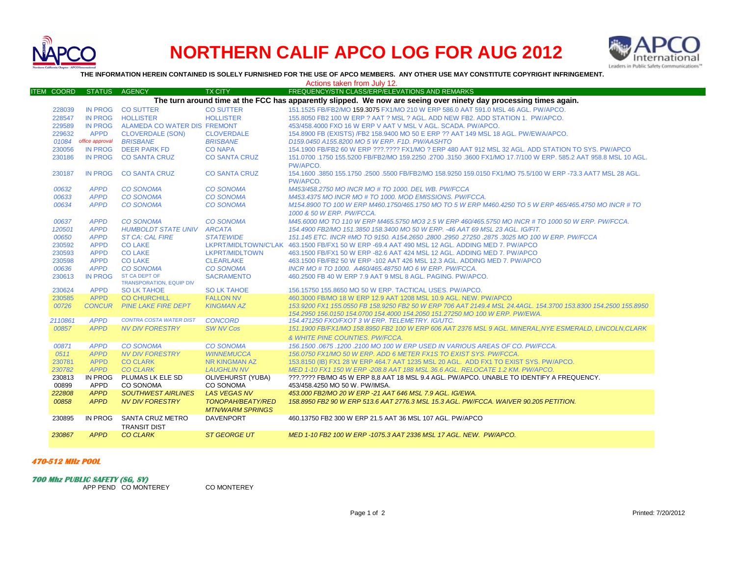# NORTHERN CALIF APCO LOG FOR AUG 2012

**THE INFORMATION HEREIN CONTAINED IS SOLELY FURNISHED FOR THE USE OF APCO MEMBERS. ANY OTHER USE MAY CONSTITUTE COPYRIGHT INFRINGEMENT.**

Actions taken from July 12.

| ITEM COORD | STATUS | AGENCY | TX CITY | FREQUENCY/STN CLASS/ERP/ELEVATIONS AND REMARKS |
|---|---|---|---|---|
| | | | | **The turn around time at the FCC has apparently slipped. We now are seeing over ninety day processing times again.** |
| 228039 | IN PROG | CO SUTTER | CO SUTTER | 151.1525 FB/FB2/MO 159.3075 FX1/MO 210 W ERP 586.0 AAT 591.0 MSL 46 AGL. PW/APCO. |
| 228547 | IN PROG | HOLLISTER | HOLLISTER | 155.8050 FB2 100 W ERP ? AAT ? MSL ? AGL. ADD NEW FB2. ADD STATION 1. PW/APCO. |
| 229589 | IN PROG | ALAMEDA CO WATER DIS | FREMONT | 453/458.4000 FXO 16 W ERP V AAT V MSL V AGL. SCADA. PW/APCO. |
| 229632 | APPD | CLOVERDALE (SON) | CLOVERDALE | 154.8900 FB (EXISTS) /FB2 158.9400 MO 50 E ERP ?? AAT 149 MSL 18 AGL. PW/EWA/APCO. |
| *01084* | *office approval* | *BRISBANE* | *BRISBANE* | *D159.0450 A155.8200 MO 5 W ERP. F1D. PW/AASHTO* |
| 230056 | IN PROG | DEER PARK FD | CO NAPA | 154.1900 FB/FB2 60 W ERP ???.???? FX1/MO ? ERP 480 AAT 912 MSL 32 AGL. ADD STATION TO SYS. PW/APCO |
| 230186 | IN PROG | CO SANTA CRUZ | CO SANTA CRUZ | 151.0700 .1750 155.5200 FB/FB2/MO 159.2250 .2700 .3150 .3600 FX1/MO 17.7/100 W ERP. 585.2 AAT 958.8 MSL 10 AGL. PW/APCO. |
| 230187 | IN PROG | CO SANTA CRUZ | CO SANTA CRUZ | 154.1600 .3850 155.1750 .2500 .5500 FB/FB2/MO 158.9250 159.0150 FX1/MO 75.5/100 W ERP -73.3 AAT7 MSL 28 AGL. PW/APCO. |
| *00632* | *APPD* | *CO SONOMA* | *CO SONOMA* | *M453/458.2750 MO INCR MO # TO 1000. DEL WB. PW/FCCA* |
| *00633* | *APPD* | *CO SONOMA* | *CO SONOMA* | *M453.4375 MO INCR MO # TO 1000. MOD EMISSIONS. PW/FCCA.* |
| *00634* | *APPD* | *CO SONOMA* | *CO SONOMA* | *M154.8900 TO 100 W ERP M460.1750/465.1750 MO TO 5 W ERP M460.4250 TO 5 W ERP 465/465.4750 MO INCR # TO 1000 & 50 W ERP. PW/FCCA.* |
| *00637* | *APPD* | *CO SONOMA* | *CO SONOMA* | *M45.6000 MO TO 110 W ERP M465.5750 MO3 2.5 W ERP 460/465.5750 MO INCR # TO 1000 50 W ERP. PW/FCCA.* |
| *120501* | *APPD* | *HUMBOLDT STATE UNIV* | *ARCATA* | *154.4900 FB2/MO 151.3850 158.3400 MO 50 W ERP. -46 AAT 69 MSL 23 AGL. IG/FIT.* |
| *00650* | *APPD* | *ST CA: CAL FIRE* | *STATEWIDE* | *151.145 ETC. INCR #MO TO 9150. A154.2650 .2800 .2950 .27250 .2875 .3025 MO 100 W ERP. PW/FCCA* |
| 230592 | APPD | CO LAKE | LKPRT/MIDLTOWN/C'LAK | 463.1500 FB/FX1 50 W ERP -69.4 AAT 490 MSL 12 AGL. ADDING MED 7. PW/APCO |
| 230593 | APPD | CO LAKE | LKPRT/MIDLTOWN | 463.1500 FB/FX1 50 W ERP -82.6 AAT 424 MSL 12 AGL. ADDING MED 7. PW/APCO |
| 230598 | APPD | CO LAKE | CLEARLAKE | 463.1500 FB/FB2 50 W ERP -102 AAT 426 MSL 12.3 AGL. ADDING MED 7. PW/APCO |
| *00636* | *APPD* | *CO SONOMA* | *CO SONOMA* | *INCR MO # TO 1000. A460/465.48750 MO 6 W ERP. PW/FCCA.* |
| 230613 | IN PROG | ST CA DEPT OF TRANSPORATION, EQUIP DIV | SACRAMENTO | 460.2500 FB 40 W ERP 7.9 AAT 9 MSL 8 AGL. PAGING. PW/APCO. |
| 230624 | APPD | SO LK TAHOE | SO LK TAHOE | 156.15750 155.8650 MO 50 W ERP. TACTICAL USES. PW/APCO. |
| 230585 | APPD | CO CHURCHILL | FALLON NV | 460.3000 FB/MO 18 W ERP 12.9 AAT 1208 MSL 10.9 AGL. NEW. PW/APCO |
| *00726* | *CONCUR* | *PINE LAKE FIRE DEPT* | *KINGMAN AZ* | *153.9200 FX1 155.0550 FB 158.9250 FB2 50 W ERP 706 AAT 2149.4 MSL 24.4AGL. 154.3700 153.8300 154.2500 155.8950 154.2950 156.0150 154.0700 154.4000 154.2050 151.27250 MO 100 W ERP. PW/EWA.* |
| *2110861* | *APPD* | *CONTRA COSTA WATER DIST* | *CONCORD* | *154.471250 FXO/FXOT 3 W ERP. TELEMETRY. IG/UTC.* |
| *00857* | *APPD* | *NV DIV FORESTRY* | *SW NV Cos* | *151.1900 FB/FX1/MO 158.8950 FB2 100 W ERP 606 AAT 2376 MSL 9 AGL. MINERAL,NYE ESMERALD, LINCOLN,CLARK & WHITE PINE COUNTIES. PW/FCCA.* |
| *00871* | *APPD* | *CO SONOMA* | *CO SONOMA* | *156.1500 .0675 .1200 .2100 MO 100 W ERP USED IN VARIOUS AREAS OF CO. PW/FCCA.* |
| *0511* | *APPD* | *NV DIV FORESTRY* | *WINNEMUCCA* | *156.0750 FX1/MO 50 W ERP. ADD 6 METER FX1S TO EXIST SYS. PW/FCCA.* |
| 230781 | APPD | CO CLARK | NR KINGMAN AZ | 153.8150 (IB) FX1 28 W ERP 464.7 AAT 1235 MSL 20 AGL. ADD FX1 TO EXIST SYS. PW/APCO. |
| *230782* | *APPD* | *CO CLARK* | *LAUGHLIN NV* | *MED 1-10 FX1 150 W ERP -208.8 AAT 188 MSL 36.6 AGL. RELOCATE 1.2 KM. PW/APCO.* |
| 230813 | IN PROG | PLUMAS LK ELE SD | OLIVEHURST (YUBA) | ???.???? FB/MO 45 W ERP 8,8 AAT 18 MSL 9.4 AGL. PW/APCO. UNABLE TO IDENTIFY A FREQUENCY. |
| 00899 | APPD | CO SONOMA | CO SONOMA | 453/458.4250 MO 50 W. PW/IMSA. |
| *222808* | *APPD* | *SOUTHWEST AIRLINES* | *LAS VEGAS NV* | *453.000 FB2/MO 20 W ERP -21 AAT 646 MSL 7.9 AGL. IG/EWA.* |
| *00858* | *APPD* | *NV DIV FORESTRY* | *TONOPAH/BEATY/RED MTN/WARM SPRINGS* | *158.8950 FB2 90 W ERP 513.6 AAT 2776.3 MSL 15.3 AGL. PW/FCCA. WAIVER 90.205 PETITION.* |
| 230895 | IN PROG | SANTA CRUZ METRO TRANSIT DIST | DAVENPORT | 460.13750 FB2 300 W ERP 21.5 AAT 36 MSL 107 AGL. PW/APCO |
| *230867* | *APPD* | *CO CLARK* | *ST GEORGE UT* | *MED 1-10 FB2 100 W ERP -1075.3 AAT 2336 MSL 17 AGL. NEW. PW/APCO.* |

***470-512 MHz POOL***

***700 Mhz PUBLIC SAFETY (SG, SY)***

| ITEM COORD | STATUS | AGENCY | TX CITY | FREQUENCY/STN CLASS/ERP/ELEVATIONS AND REMARKS |
|---|---|---|---|---|
| | APP PEND | CO MONTEREY | CO MONTEREY | |

Printed: 7/20/2012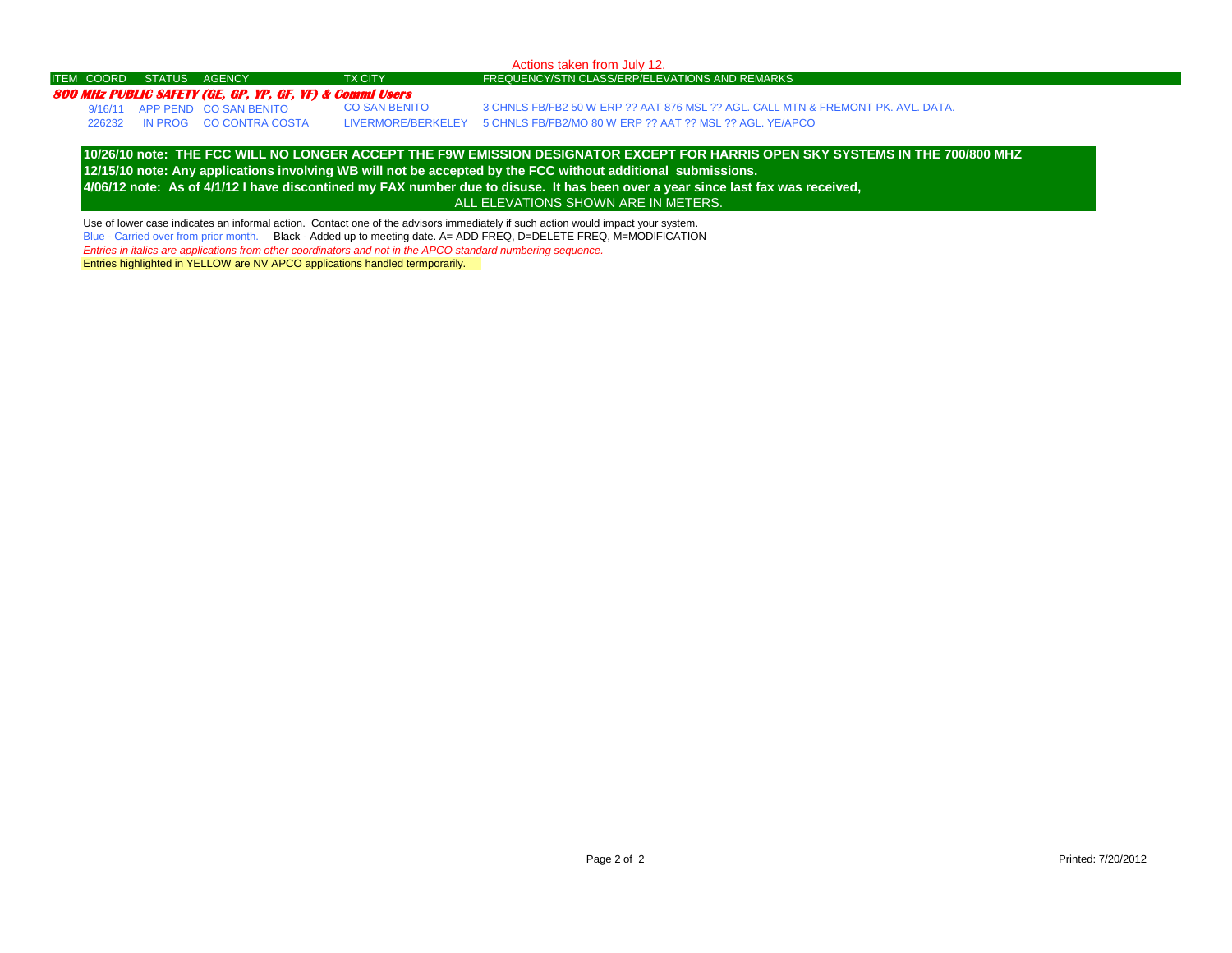Actions taken from July 12.

| ITEM | COORD | STATUS | AGENCY | TX CITY | FREQUENCY/STN CLASS/ERP/ELEVATIONS AND REMARKS |
|---|---|---|---|---|---|
| ***800 MHz PUBLIC SAFETY (GE, GP, YP, GF, YF) & Comml Users*** | | | | | |
| | 9/16/11 | APP PEND | CO SAN BENITO | CO SAN BENITO | 3 CHNLS FB/FB2 50 W ERP ?? AAT 876 MSL ?? AGL. CALL MTN & FREMONT PK. AVL. DATA. |
| | 226232 | IN PROG | CO CONTRA COSTA | LIVERMORE/BERKELEY | 5 CHNLS FB/FB2/MO 80 W ERP ?? AAT ?? MSL ?? AGL. YE/APCO |

**10/26/10 note: THE FCC WILL NO LONGER ACCEPT THE F9W EMISSION DESIGNATOR EXCEPT FOR HARRIS OPEN SKY SYSTEMS IN THE 700/800 MHZ**

**12/15/10 note: Any applications involving WB will not be accepted by the FCC without additional submissions.**

**4/06/12 note: As of 4/1/12 I have discontinued my FAX number due to disuse. It has been over a year since last fax was received,**

ALL ELEVATIONS SHOWN ARE IN METERS.

Use of lower case indicates an informal action. Contact one of the advisors immediately if such action would impact your system.

Blue - Carried over from prior month. Black - Added up to meeting date. A= ADD FREQ, D=DELETE FREQ, M=MODIFICATION

*Entries in italics are applications from other coordinators and not in the APCO standard numbering sequence.*

Entries highlighted in YELLOW are NV APCO applications handled termporarily.

Printed: 7/20/2012